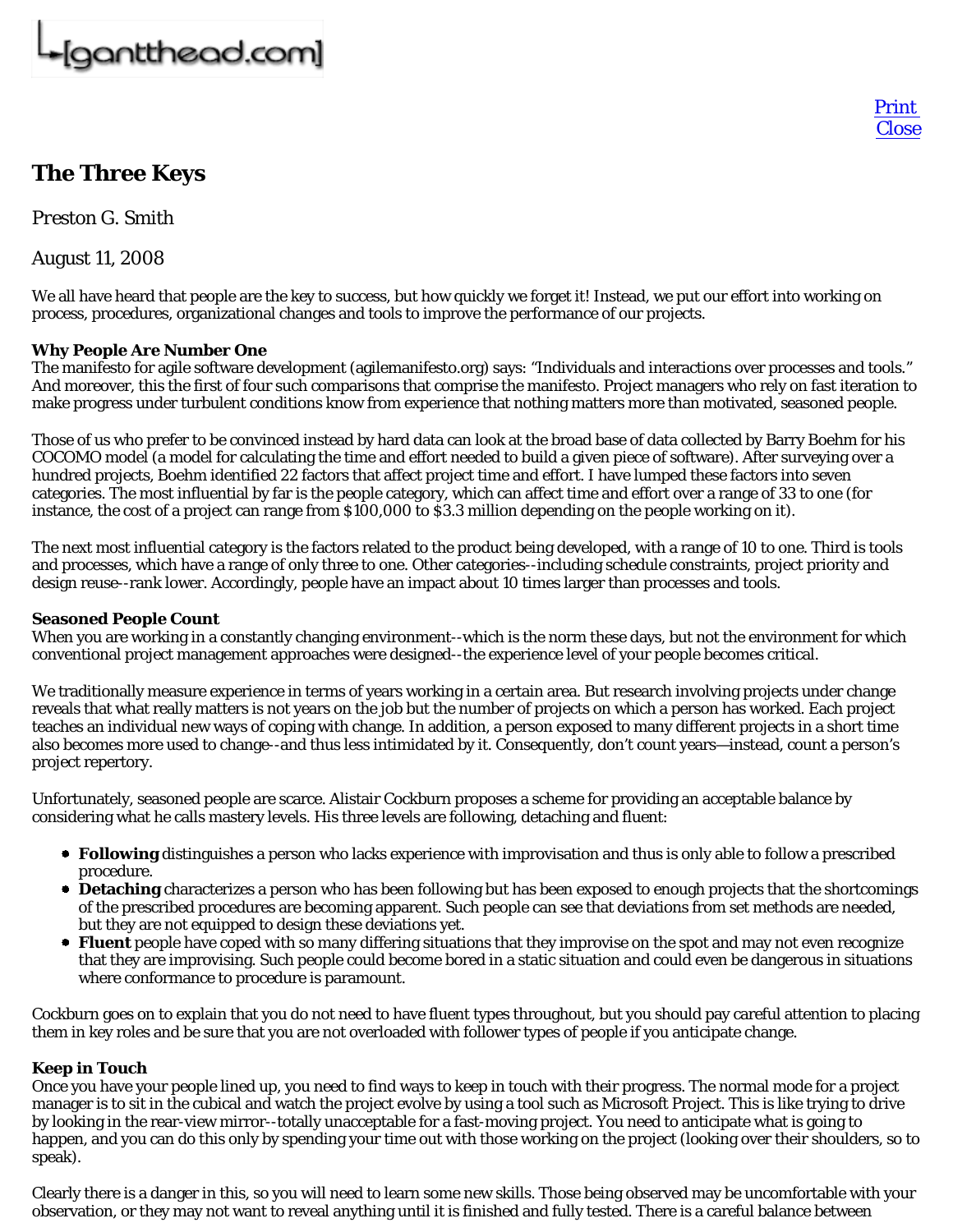[gantthead.com]

Print
Close

# The Three Keys

Preston G. Smith

August 11, 2008

We all have heard that people are the key to success, but how quickly we forget it! Instead, we put our effort into working on process, procedures, organizational changes and tools to improve the performance of our projects.

**Why People Are Number One**
The manifesto for agile software development (agilemanifesto.org) says: "Individuals and interactions over processes and tools." And moreover, this the first of four such comparisons that comprise the manifesto. Project managers who rely on fast iteration to make progress under turbulent conditions know from experience that nothing matters more than motivated, seasoned people.

Those of us who prefer to be convinced instead by hard data can look at the broad base of data collected by Barry Boehm for his COCOMO model (a model for calculating the time and effort needed to build a given piece of software). After surveying over a hundred projects, Boehm identified 22 factors that affect project time and effort. I have lumped these factors into seven categories. The most influential by far is the people category, which can affect time and effort over a range of 33 to one (for instance, the cost of a project can range from $100,000 to $3.3 million depending on the people working on it).

The next most influential category is the factors related to the product being developed, with a range of 10 to one. Third is tools and processes, which have a range of only three to one. Other categories--including schedule constraints, project priority and design reuse--rank lower. Accordingly, people have an impact about 10 times larger than processes and tools.

**Seasoned People Count**
When you are working in a constantly changing environment--which is the norm these days, but not the environment for which conventional project management approaches were designed--the experience level of your people becomes critical.

We traditionally measure experience in terms of years working in a certain area. But research involving projects under change reveals that what really matters is not years on the job but the number of projects on which a person has worked. Each project teaches an individual new ways of coping with change. In addition, a person exposed to many different projects in a short time also becomes more used to change--and thus less intimidated by it. Consequently, don't count years—instead, count a person's project repertory.

Unfortunately, seasoned people are scarce. Alistair Cockburn proposes a scheme for providing an acceptable balance by considering what he calls mastery levels. His three levels are following, detaching and fluent:

- **Following** distinguishes a person who lacks experience with improvisation and thus is only able to follow a prescribed procedure.
- **Detaching** characterizes a person who has been following but has been exposed to enough projects that the shortcomings of the prescribed procedures are becoming apparent. Such people can see that deviations from set methods are needed, but they are not equipped to design these deviations yet.
- **Fluent** people have coped with so many differing situations that they improvise on the spot and may not even recognize that they are improvising. Such people could become bored in a static situation and could even be dangerous in situations where conformance to procedure is paramount.

Cockburn goes on to explain that you do not need to have fluent types throughout, but you should pay careful attention to placing them in key roles and be sure that you are not overloaded with follower types of people if you anticipate change.

**Keep in Touch**
Once you have your people lined up, you need to find ways to keep in touch with their progress. The normal mode for a project manager is to sit in the cubical and watch the project evolve by using a tool such as Microsoft Project. This is like trying to drive by looking in the rear-view mirror--totally unacceptable for a fast-moving project. You need to anticipate what is going to happen, and you can do this only by spending your time out with those working on the project (looking over their shoulders, so to speak).

Clearly there is a danger in this, so you will need to learn some new skills. Those being observed may be uncomfortable with your observation, or they may not want to reveal anything until it is finished and fully tested. There is a careful balance between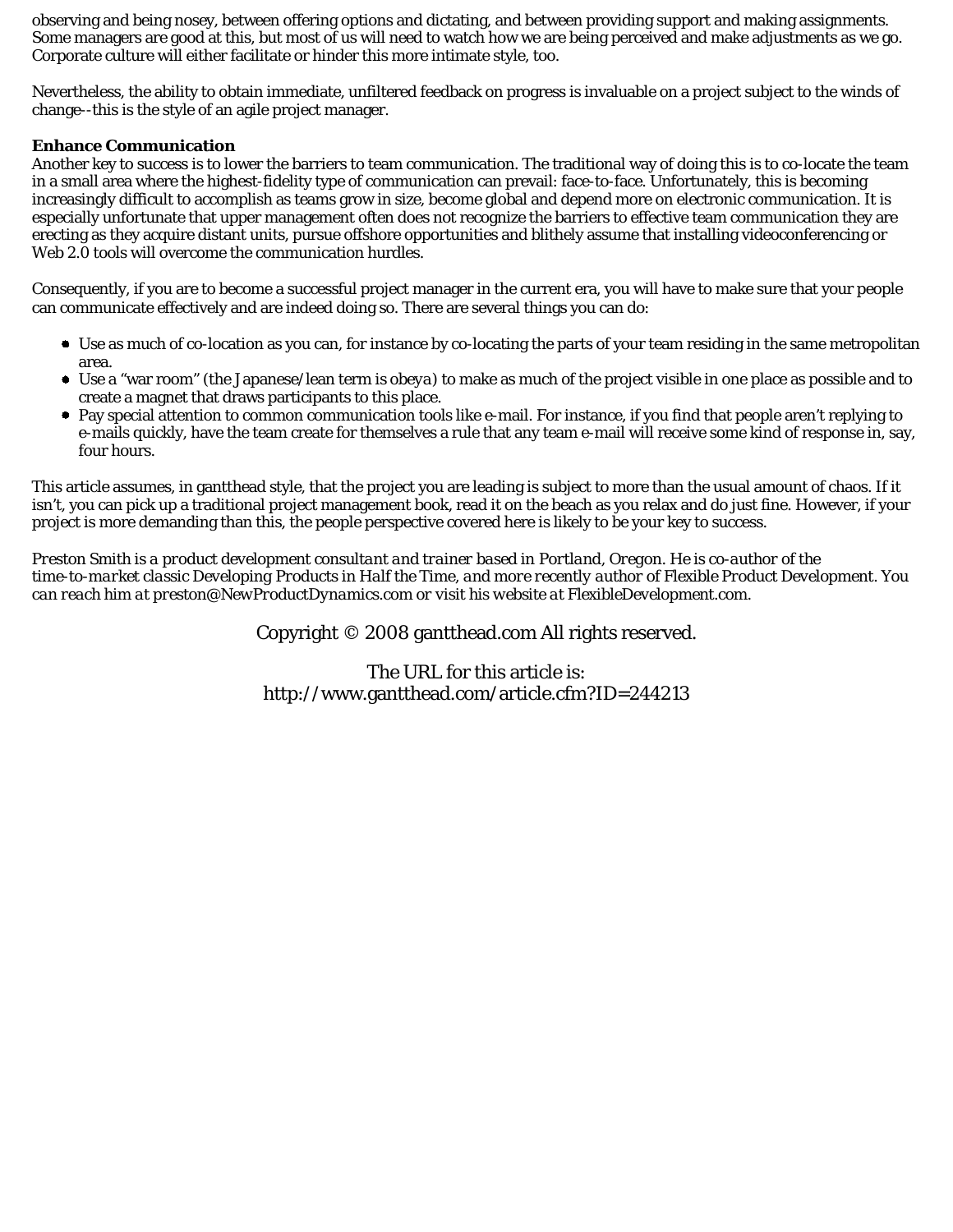observing and being nosey, between offering options and dictating, and between providing support and making assignments. Some managers are good at this, but most of us will need to watch how we are being perceived and make adjustments as we go. Corporate culture will either facilitate or hinder this more intimate style, too.

Nevertheless, the ability to obtain immediate, unfiltered feedback on progress is invaluable on a project subject to the winds of change--this is the style of an agile project manager.

**Enhance Communication**
Another key to success is to lower the barriers to team communication. The traditional way of doing this is to co-locate the team in a small area where the highest-fidelity type of communication can prevail: face-to-face. Unfortunately, this is becoming increasingly difficult to accomplish as teams grow in size, become global and depend more on electronic communication. It is especially unfortunate that upper management often does not recognize the barriers to effective team communication they are erecting as they acquire distant units, pursue offshore opportunities and blithely assume that installing videoconferencing or Web 2.0 tools will overcome the communication hurdles.

Consequently, if you are to become a successful project manager in the current era, you will have to make sure that your people can communicate effectively and are indeed doing so. There are several things you can do:

- Use as much of co-location as you can, for instance by co-locating the parts of your team residing in the same metropolitan area.
- Use a “war room” (the Japanese/lean term is *obeya*) to make as much of the project visible in one place as possible and to create a magnet that draws participants to this place.
- Pay special attention to common communication tools like e-mail. For instance, if you find that people aren’t replying to e-mails quickly, have the team create for themselves a rule that any team e-mail will receive some kind of response in, say, four hours.

This article assumes, in gantthead style, that the project you are leading is subject to more than the usual amount of chaos. If it isn’t, you can pick up a traditional project management book, read it on the beach as you relax and do just fine. However, if your project is more demanding than this, the people perspective covered here is likely to be your key to success.

*Preston Smith is a product development consultant and trainer based in Portland, Oregon. He is co-author of the time-to-market classic* Developing Products in Half the Time, *and more recently author of* Flexible Product Development. *You can reach him at* preston@NewProductDynamics.com *or visit his website at* FlexibleDevelopment.com.

Copyright © 2008 gantthead.com All rights reserved.

The URL for this article is:
http://www.gantthead.com/article.cfm?ID=244213